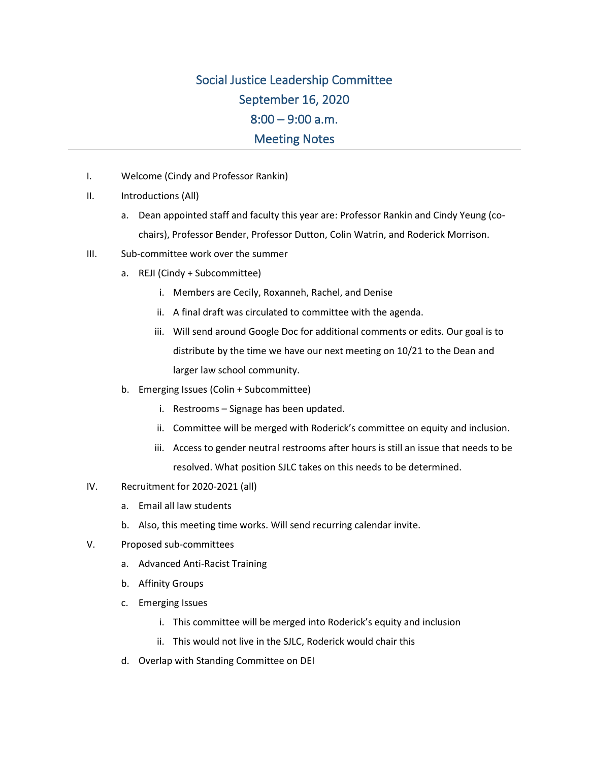# Social Justice Leadership Committee
## September 16, 2020
## 8:00 – 9:00 a.m.
## Meeting Notes

---

I. Welcome (Cindy and Professor Rankin)

II. Introductions (All)
   a. Dean appointed staff and faculty this year are: Professor Rankin and Cindy Yeung (co-chairs), Professor Bender, Professor Dutton, Colin Watrin, and Roderick Morrison.

III. Sub-committee work over the summer
   a. REJI (Cindy + Subcommittee)
      i. Members are Cecily, Roxanneh, Rachel, and Denise
      ii. A final draft was circulated to committee with the agenda.
      iii. Will send around Google Doc for additional comments or edits. Our goal is to distribute by the time we have our next meeting on 10/21 to the Dean and larger law school community.
   b. Emerging Issues (Colin + Subcommittee)
      i. Restrooms – Signage has been updated.
      ii. Committee will be merged with Roderick's committee on equity and inclusion.
      iii. Access to gender neutral restrooms after hours is still an issue that needs to be resolved. What position SJLC takes on this needs to be determined.

IV. Recruitment for 2020-2021 (all)
   a. Email all law students
   b. Also, this meeting time works. Will send recurring calendar invite.

V. Proposed sub-committees
   a. Advanced Anti-Racist Training
   b. Affinity Groups
   c. Emerging Issues
      i. This committee will be merged into Roderick's equity and inclusion
      ii. This would not live in the SJLC, Roderick would chair this
   d. Overlap with Standing Committee on DEI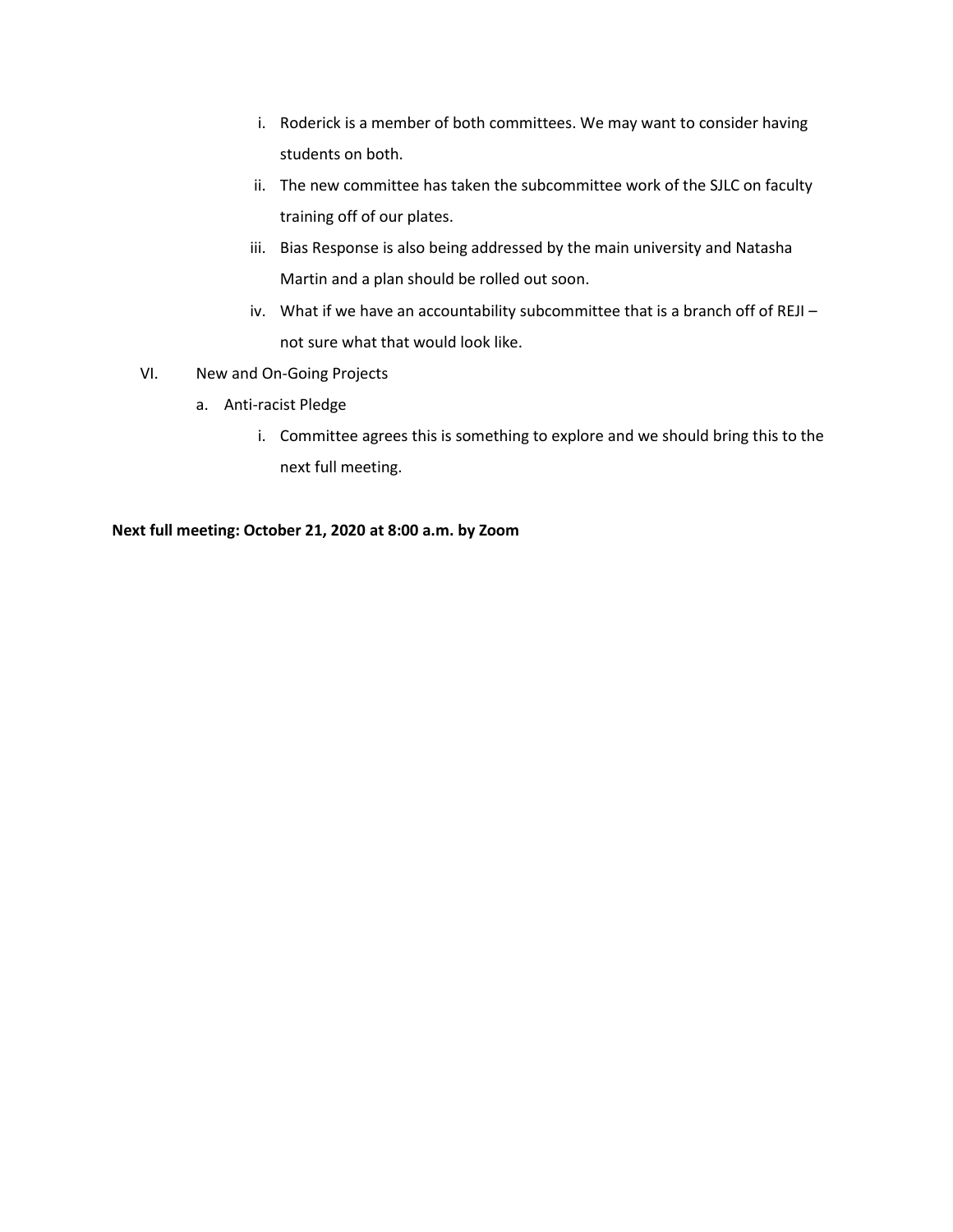i. Roderick is a member of both committees. We may want to consider having students on both.

ii. The new committee has taken the subcommittee work of the SJLC on faculty training off of our plates.

iii. Bias Response is also being addressed by the main university and Natasha Martin and a plan should be rolled out soon.

iv. What if we have an accountability subcommittee that is a branch off of REJI – not sure what that would look like.

VI. New and On-Going Projects

a. Anti-racist Pledge

i. Committee agrees this is something to explore and we should bring this to the next full meeting.

**Next full meeting: October 21, 2020 at 8:00 a.m. by Zoom**